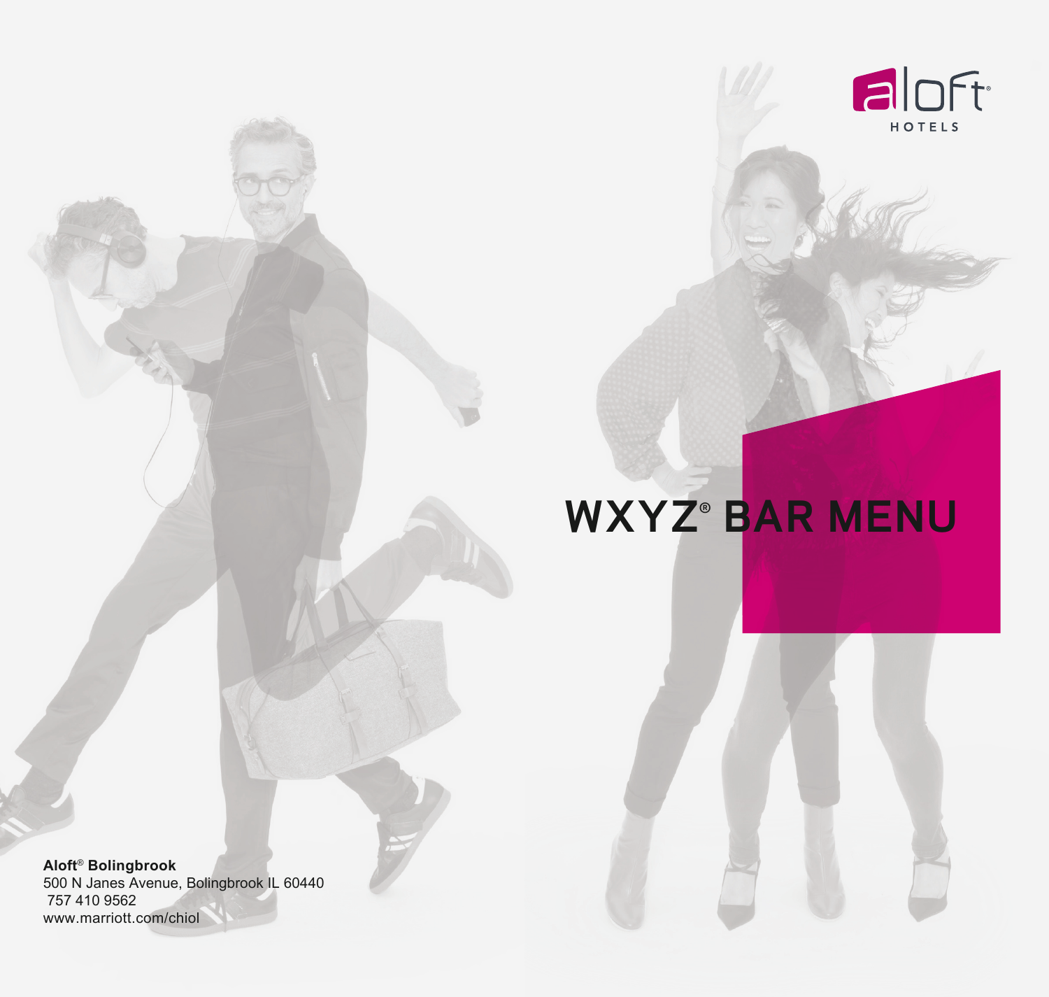aloft HOTELS

# WXYZ® BAR MENU

**Aloft® Bolingbrook**
500 N Janes Avenue, Bolingbrook IL 60440
757 410 9562
www.marriott.com/chiol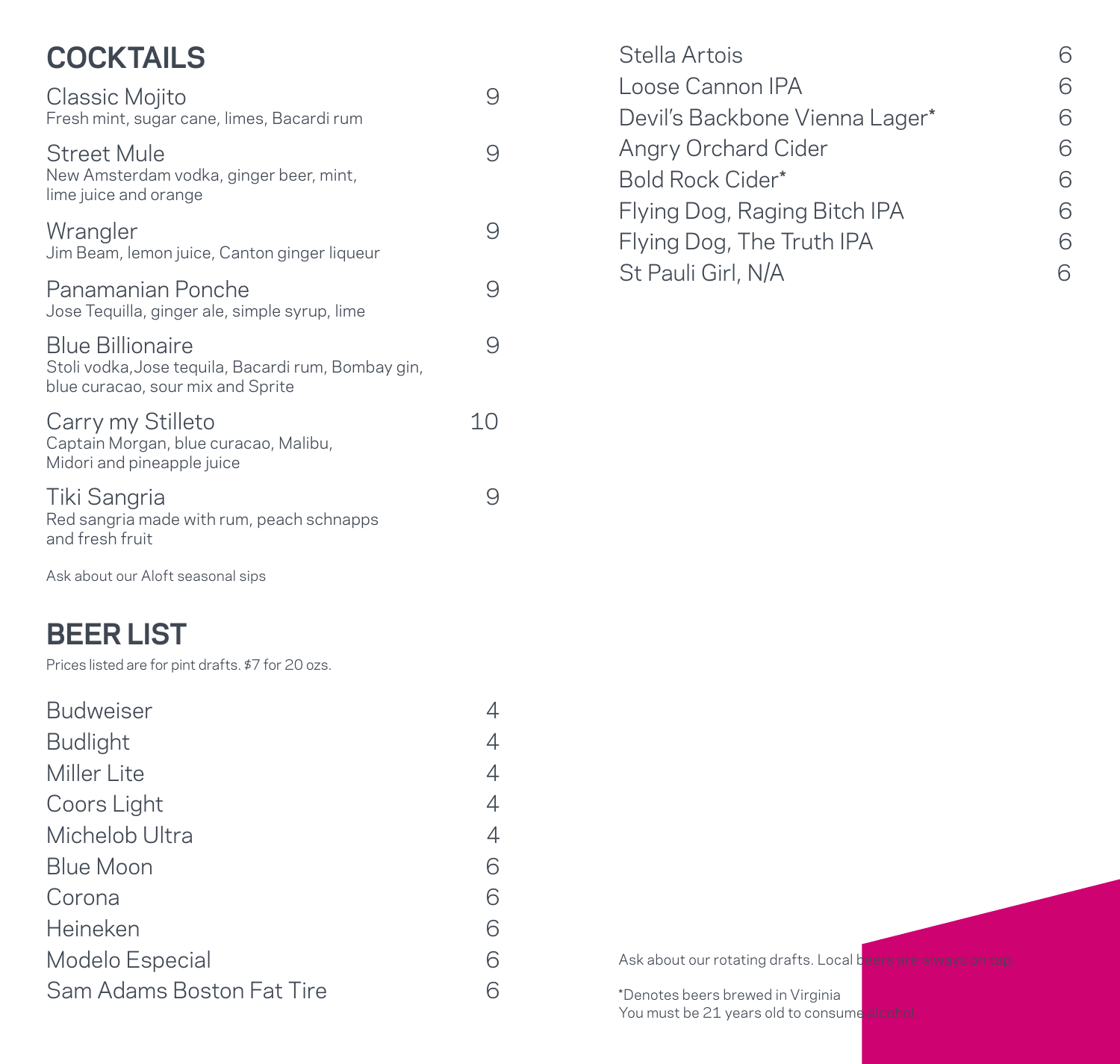## COCKTAILS

| Item | Price |
| --- | --- |
| **Classic Mojito**<br>Fresh mint, sugar cane, limes, Bacardi rum | 9 |
| **Street Mule**<br>New Amsterdam vodka, ginger beer, mint, lime juice and orange | 9 |
| **Wrangler**<br>Jim Beam, lemon juice, Canton ginger liqueur | 9 |
| **Panamanian Ponche**<br>Jose Tequilla, ginger ale, simple syrup, lime | 9 |
| **Blue Billionaire**<br>Stoli vodka,Jose tequila, Bacardi rum, Bombay gin, blue curacao, sour mix and Sprite | 9 |
| **Carry my Stilleto**<br>Captain Morgan, blue curacao, Malibu, Midori and pineapple juice | 10 |
| **Tiki Sangria**<br>Red sangria made with rum, peach schnapps and fresh fruit | 9 |

Ask about our Aloft seasonal sips

## BEER LIST

Prices listed are for pint drafts. $7 for 20 ozs.

| Beer | Price |
| --- | --- |
| Budweiser | 4 |
| Budlight | 4 |
| Miller Lite | 4 |
| Coors Light | 4 |
| Michelob Ultra | 4 |
| Blue Moon | 6 |
| Corona | 6 |
| Heineken | 6 |
| Modelo Especial | 6 |
| Sam Adams Boston Fat Tire | 6 |
| Stella Artois | 6 |
| Loose Cannon IPA | 6 |
| Devil's Backbone Vienna Lager* | 6 |
| Angry Orchard Cider | 6 |
| Bold Rock Cider* | 6 |
| Flying Dog, Raging Bitch IPA | 6 |
| Flying Dog, The Truth IPA | 6 |
| St Pauli Girl, N/A | 6 |

Ask about our rotating drafts. Local beers are always on tap.

*Denotes beers brewed in Virginia
You must be 21 years old to consume alcohol.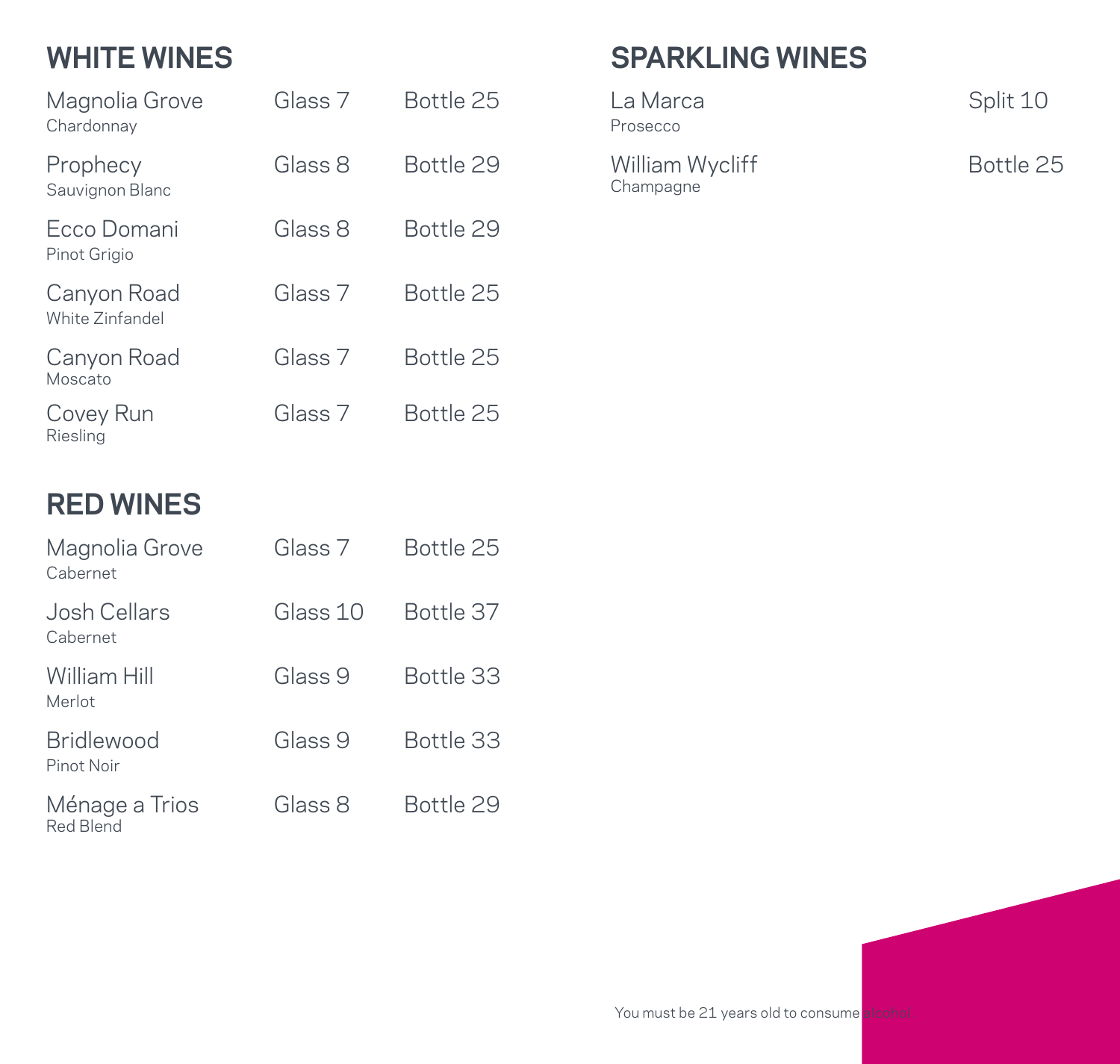## WHITE WINES

| Wine | Glass | Bottle |
|---|---|---|
| Magnolia Grove<br>Chardonnay | Glass 7 | Bottle 25 |
| Prophecy<br>Sauvignon Blanc | Glass 8 | Bottle 29 |
| Ecco Domani<br>Pinot Grigio | Glass 8 | Bottle 29 |
| Canyon Road<br>White Zinfandel | Glass 7 | Bottle 25 |
| Canyon Road<br>Moscato | Glass 7 | Bottle 25 |
| Covey Run<br>Riesling | Glass 7 | Bottle 25 |

## RED WINES

| Wine | Glass | Bottle |
|---|---|---|
| Magnolia Grove<br>Cabernet | Glass 7 | Bottle 25 |
| Josh Cellars<br>Cabernet | Glass 10 | Bottle 37 |
| William Hill<br>Merlot | Glass 9 | Bottle 33 |
| Bridlewood<br>Pinot Noir | Glass 9 | Bottle 33 |
| Ménage a Trios<br>Red Blend | Glass 8 | Bottle 29 |

## SPARKLING WINES

| Wine | Price |
|---|---|
| La Marca<br>Prosecco | Split 10 |
| William Wycliff<br>Champagne | Bottle 25 |

You must be 21 years old to consume alcohol.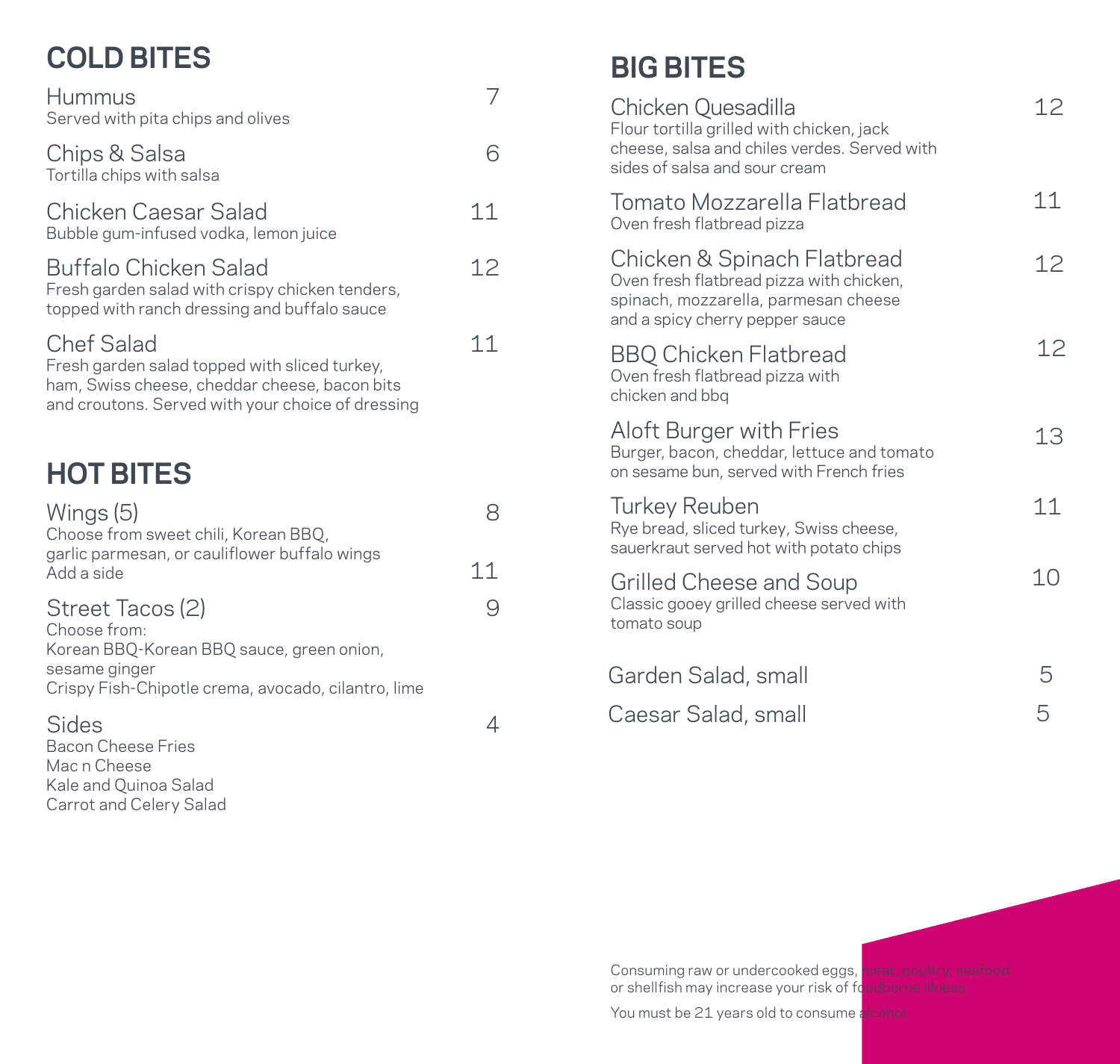## COLD BITES

**Hummus** — 7
Served with pita chips and olives

**Chips & Salsa** — 6
Tortilla chips with salsa

**Chicken Caesar Salad** — 11
Bubble gum-infused vodka, lemon juice

**Buffalo Chicken Salad** — 12
Fresh garden salad with crispy chicken tenders, topped with ranch dressing and buffalo sauce

**Chef Salad** — 11
Fresh garden salad topped with sliced turkey, ham, Swiss cheese, cheddar cheese, bacon bits and croutons. Served with your choice of dressing

## HOT BITES

**Wings (5)** — 8
Choose from sweet chili, Korean BBQ, garlic parmesan, or cauliflower buffalo wings
Add a side — 11

**Street Tacos (2)** — 9
Choose from:
Korean BBQ-Korean BBQ sauce, green onion, sesame ginger
Crispy Fish-Chipotle crema, avocado, cilantro, lime

**Sides** — 4
Bacon Cheese Fries
Mac n Cheese
Kale and Quinoa Salad
Carrot and Celery Salad

## BIG BITES

**Chicken Quesadilla** — 12
Flour tortilla grilled with chicken, jack cheese, salsa and chiles verdes. Served with sides of salsa and sour cream

**Tomato Mozzarella Flatbread** — 11
Oven fresh flatbread pizza

**Chicken & Spinach Flatbread** — 12
Oven fresh flatbread pizza with chicken, spinach, mozzarella, parmesan cheese and a spicy cherry pepper sauce

**BBQ Chicken Flatbread** — 12
Oven fresh flatbread pizza with chicken and bbq

**Aloft Burger with Fries** — 13
Burger, bacon, cheddar, lettuce and tomato on sesame bun, served with French fries

**Turkey Reuben** — 11
Rye bread, sliced turkey, Swiss cheese, sauerkraut served hot with potato chips

**Grilled Cheese and Soup** — 10
Classic gooey grilled cheese served with tomato soup

**Garden Salad, small** — 5

**Caesar Salad, small** — 5

Consuming raw or undercooked eggs, meat, poultry, seafood or shellfish may increase your risk of foodborne illness.

You must be 21 years old to consume alcohol.